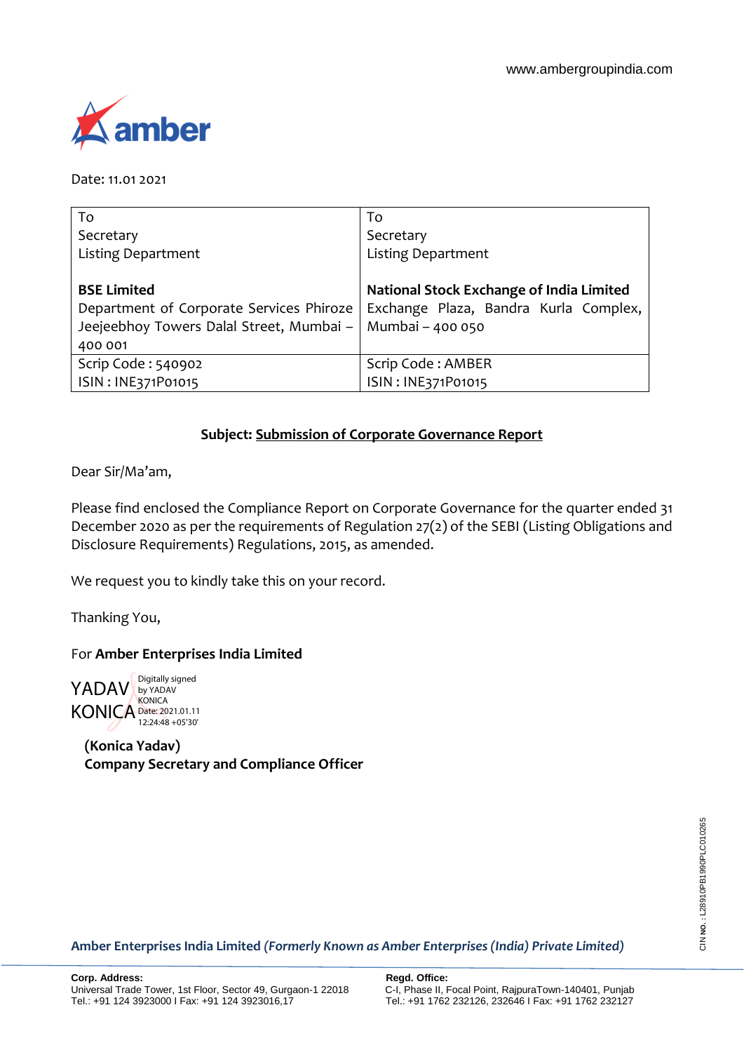www.ambergroupindia.com

amber

Date: 11.01 2021

| To<br>Secretary<br>Listing Department<br><br>**BSE Limited**<br>Department of Corporate Services Phiroze Jeejeebhoy Towers Dalal Street, Mumbai – 400 001 | To<br>Secretary<br>Listing Department<br><br>**National Stock Exchange of India Limited**<br>Exchange Plaza, Bandra Kurla Complex, Mumbai – 400 050 |
|---|---|
| Scrip Code : 540902<br>ISIN : INE371P01015 | Scrip Code : AMBER<br>ISIN : INE371P01015 |

**Subject: Submission of Corporate Governance Report**

Dear Sir/Ma'am,

Please find enclosed the Compliance Report on Corporate Governance for the quarter ended 31 December 2020 as per the requirements of Regulation 27(2) of the SEBI (Listing Obligations and Disclosure Requirements) Regulations, 2015, as amended.

We request you to kindly take this on your record.

Thanking You,

For **Amber Enterprises India Limited**

YADAV KONICA
Digitally signed by YADAV KONICA
Date: 2021.01.11 12:24:48 +05'30'

**(Konica Yadav)**
**Company Secretary and Compliance Officer**

CIN No. : L28910PB1990PLC010265

**Amber Enterprises India Limited** ***(Formerly Known as Amber Enterprises (India) Private Limited)***

**Corp. Address:**
Universal Trade Tower, 1st Floor, Sector 49, Gurgaon-1 22018
Tel.: +91 124 3923000 I Fax: +91 124 3923016,17

**Regd. Office:**
C-I, Phase II, Focal Point, RajpuraTown-140401, Punjab
Tel.: +91 1762 232126, 232646 I Fax: +91 1762 232127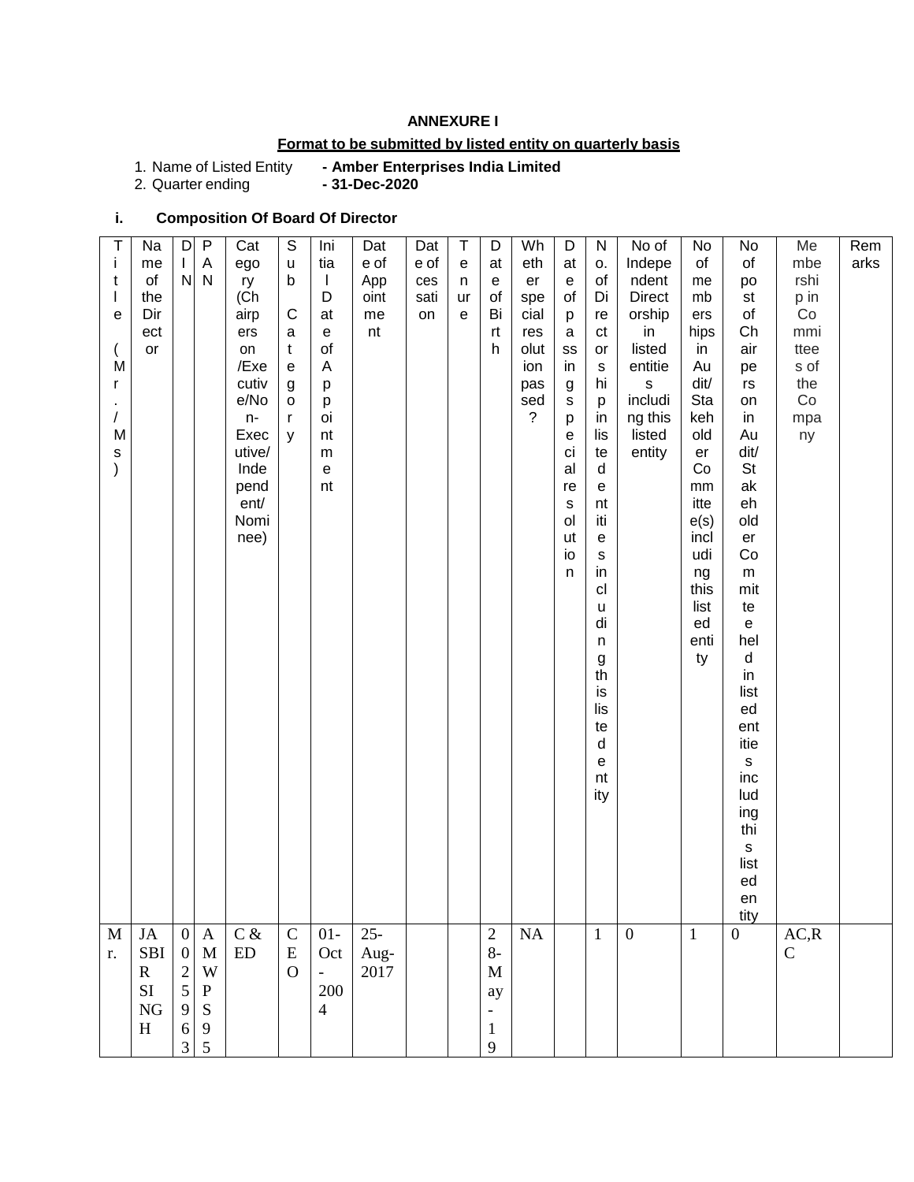**ANNEXURE I**

**Format to be submitted by listed entity on quarterly basis**

1. Name of Listed Entity **- Amber Enterprises India Limited**
2. Quarter ending **- 31-Dec-2020**

**i. Composition Of Board Of Director**

| Title (Mr./Ms) | Name of the Director | DIN | PAN | Category (Chairperson /Executive/Non-Executive/ Independent/ Nominee) | Sub Category | Initial Date of Appointment | Date of Appointment | Date of cessation | Tenure | Date of Birth | Whether special resolution passed? | Date of passing special resolution | No. of Directorships in listed entities including this listed entity | No of Independent Directorship in listed entities including this listed entity | No of memberships in Audit/ Stakeholder Committee(s) including this listed entity | No of post of Chairperson in Audit/ Stakeholder Committee held in listed entities including this listed entity | Membership in Committees of the Company | Remarks |
|---|---|---|---|---|---|---|---|---|---|---|---|---|---|---|---|---|---|---|
| Mr. | JASBIR SINGH | 00259632 | AMWPS95 | C & ED | CEO | 01-Oct-2004 | 25-Aug-2017 | | | 28-May-19 | NA | | 1 | 0 | 1 | 0 | AC,RC | |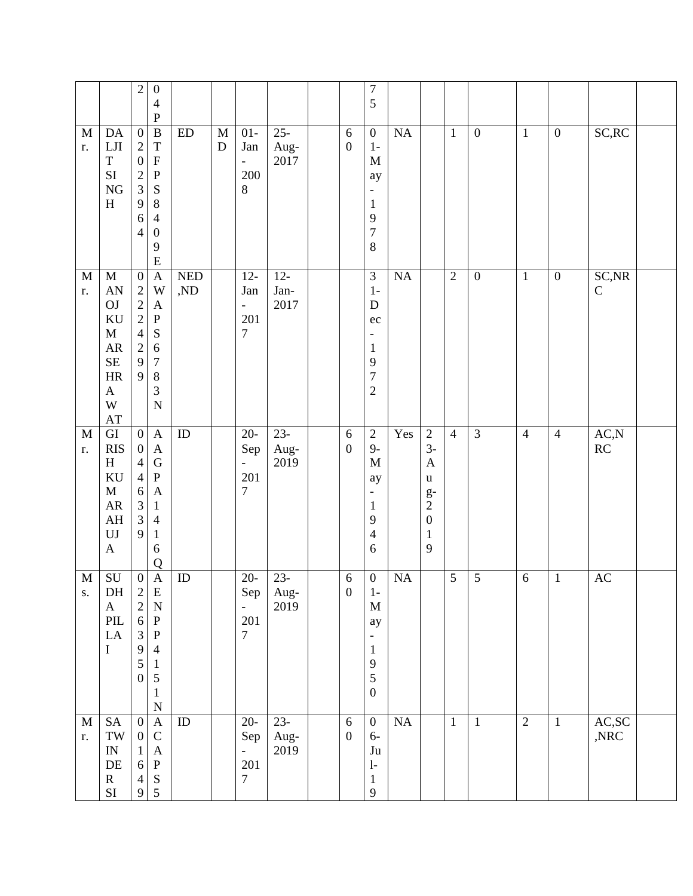|  |  | 2 | 04P |  |  |  |  |  |  | 75 |  |  |  |  |  |  |  |  |
|---|---|---|---|---|---|---|---|---|---|---|---|---|---|---|---|---|---|---|
| Mr. | DALJIT SINGH | 02023964 | BTFPS8409E | ED | MD | 01-Jan-2008 | 25-Aug-2017 |  | 60 | 01-May-1978 | NA |  | 1 | 0 | 1 | 0 | SC,RC |  |
| Mr. | MANOJ KUMAR SEHRAWAT | 02224299 | AWAPS6783N | NED,ND |  | 12-Jan-2017 | 12-Jan-2017 |  |  | 31-Dec-1972 | NA |  | 2 | 0 | 1 | 0 | SC,NRC |  |
| Mr. | GIRISH KUMAR AHUJA | 00446339 | AAGPA1416Q | ID |  | 20-Sep-2017 | 23-Aug-2019 |  | 60 | 29-May-1946 | Yes | 23-Aug-2019 | 4 | 3 | 4 | 4 | AC,NRC |  |
| Ms. | SUDHA PILLAI | 02263950 | AENPP4151N | ID |  | 20-Sep-2017 | 23-Aug-2019 |  | 60 | 01-May-1950 | NA |  | 5 | 5 | 6 | 1 | AC |  |
| Mr. | SATWINDER SI | 001649 | ACAPS5 | ID |  | 20-Sep-2017 | 23-Aug-2019 |  | 60 | 06-Jul-19 | NA |  | 1 | 1 | 2 | 1 | AC,SC,NRC |  |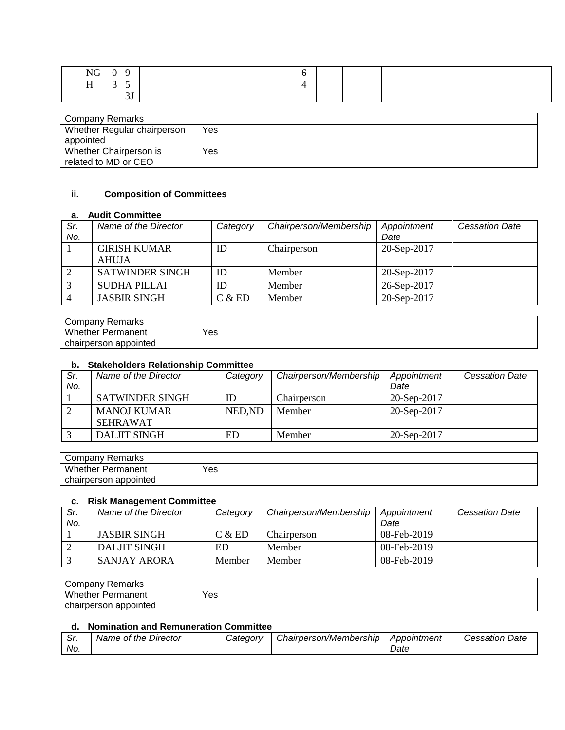| | NG H | 0 3 | 9 5 3J | | | | | | | 6 4 | | | | | | | | |
|---|---|---|---|---|---|---|---|---|---|---|---|---|---|---|---|---|---|---|

| Company Remarks | |
|---|---|
| Whether Regular chairperson appointed | Yes |
| Whether Chairperson is related to MD or CEO | Yes |

### ii. Composition of Committees

#### a. Audit Committee

| *Sr. No.* | *Name of the Director* | *Category* | *Chairperson/Membership* | *Appointment Date* | *Cessation Date* |
|---|---|---|---|---|---|
| 1 | GIRISH KUMAR AHUJA | ID | Chairperson | 20-Sep-2017 | |
| 2 | SATWINDER SINGH | ID | Member | 20-Sep-2017 | |
| 3 | SUDHA PILLAI | ID | Member | 26-Sep-2017 | |
| 4 | JASBIR SINGH | C & ED | Member | 20-Sep-2017 | |

| Company Remarks | |
|---|---|
| Whether Permanent chairperson appointed | Yes |

#### b. Stakeholders Relationship Committee

| *Sr. No.* | *Name of the Director* | *Category* | *Chairperson/Membership* | *Appointment Date* | *Cessation Date* |
|---|---|---|---|---|---|
| 1 | SATWINDER SINGH | ID | Chairperson | 20-Sep-2017 | |
| 2 | MANOJ KUMAR SEHRAWAT | NED,ND | Member | 20-Sep-2017 | |
| 3 | DALJIT SINGH | ED | Member | 20-Sep-2017 | |

| Company Remarks | |
|---|---|
| Whether Permanent chairperson appointed | Yes |

#### c. Risk Management Committee

| *Sr. No.* | *Name of the Director* | *Category* | *Chairperson/Membership* | *Appointment Date* | *Cessation Date* |
|---|---|---|---|---|---|
| 1 | JASBIR SINGH | C & ED | Chairperson | 08-Feb-2019 | |
| 2 | DALJIT SINGH | ED | Member | 08-Feb-2019 | |
| 3 | SANJAY ARORA | Member | Member | 08-Feb-2019 | |

| Company Remarks | |
|---|---|
| Whether Permanent chairperson appointed | Yes |

#### d. Nomination and Remuneration Committee

| *Sr. No.* | *Name of the Director* | *Category* | *Chairperson/Membership* | *Appointment Date* | *Cessation Date* |
|---|---|---|---|---|---|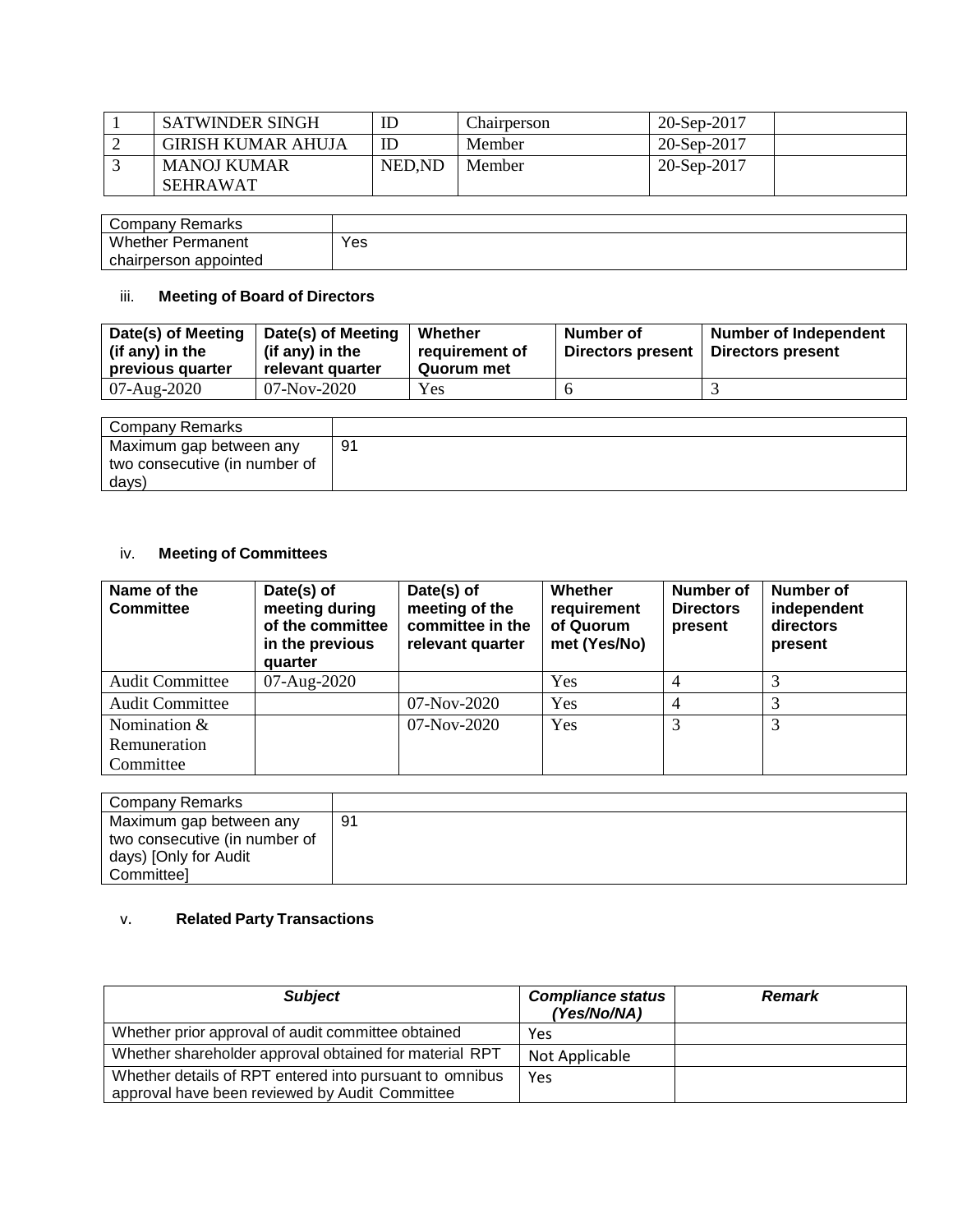| 1 | SATWINDER SINGH | ID | Chairperson | 20-Sep-2017 | |
|---|---|---|---|---|---|
| 2 | GIRISH KUMAR AHUJA | ID | Member | 20-Sep-2017 | |
| 3 | MANOJ KUMAR SEHRAWAT | NED,ND | Member | 20-Sep-2017 | |

| Company Remarks | |
|---|---|
| Whether Permanent chairperson appointed | Yes |

iii. **Meeting of Board of Directors**

| Date(s) of Meeting (if any) in the previous quarter | Date(s) of Meeting (if any) in the relevant quarter | Whether requirement of Quorum met | Number of Directors present | Number of Independent Directors present |
|---|---|---|---|---|
| 07-Aug-2020 | 07-Nov-2020 | Yes | 6 | 3 |

| Company Remarks | |
|---|---|
| Maximum gap between any two consecutive (in number of days) | 91 |

iv. **Meeting of Committees**

| Name of the Committee | Date(s) of meeting during of the committee in the previous quarter | Date(s) of meeting of the committee in the relevant quarter | Whether requirement of Quorum met (Yes/No) | Number of Directors present | Number of independent directors present |
|---|---|---|---|---|---|
| Audit Committee | 07-Aug-2020 | | Yes | 4 | 3 |
| Audit Committee | | 07-Nov-2020 | Yes | 4 | 3 |
| Nomination & Remuneration Committee | | 07-Nov-2020 | Yes | 3 | 3 |

| Company Remarks | |
|---|---|
| Maximum gap between any two consecutive (in number of days) [Only for Audit Committee] | 91 |

v. **Related Party Transactions**

| ***Subject*** | ***Compliance status (Yes/No/NA)*** | ***Remark*** |
|---|---|---|
| Whether prior approval of audit committee obtained | Yes | |
| Whether shareholder approval obtained for material RPT | Not Applicable | |
| Whether details of RPT entered into pursuant to omnibus approval have been reviewed by Audit Committee | Yes | |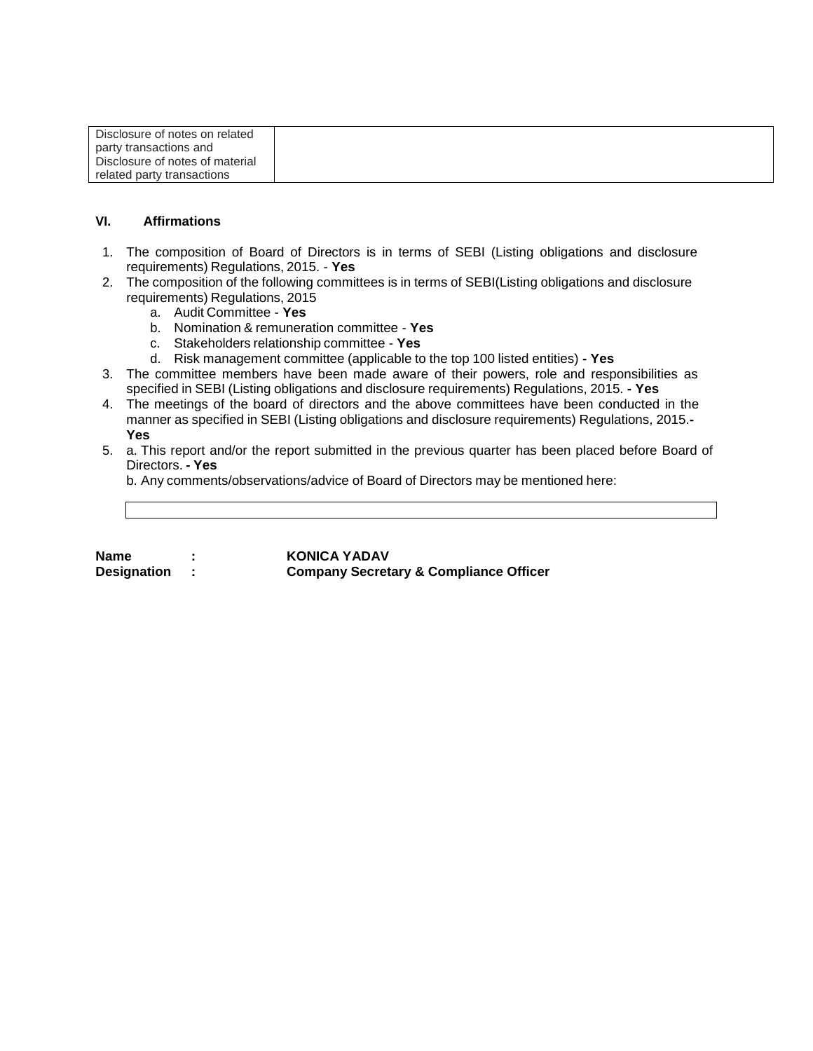| | |
|---|---|
| Disclosure of notes on related party transactions and Disclosure of notes of material related party transactions | |

## VI. Affirmations

1. The composition of Board of Directors is in terms of SEBI (Listing obligations and disclosure requirements) Regulations, 2015. - **Yes**
2. The composition of the following committees is in terms of SEBI(Listing obligations and disclosure requirements) Regulations, 2015
   a. Audit Committee - **Yes**
   b. Nomination & remuneration committee - **Yes**
   c. Stakeholders relationship committee - **Yes**
   d. Risk management committee (applicable to the top 100 listed entities) **- Yes**
3. The committee members have been made aware of their powers, role and responsibilities as specified in SEBI (Listing obligations and disclosure requirements) Regulations, 2015. **- Yes**
4. The meetings of the board of directors and the above committees have been conducted in the manner as specified in SEBI (Listing obligations and disclosure requirements) Regulations, 2015.**- Yes**
5. a. This report and/or the report submitted in the previous quarter has been placed before Board of Directors. **- Yes**

   b. Any comments/observations/advice of Board of Directors may be mentioned here:

| |
|---|
| |

**Name :** **KONICA YADAV**

**Designation :** **Company Secretary & Compliance Officer**